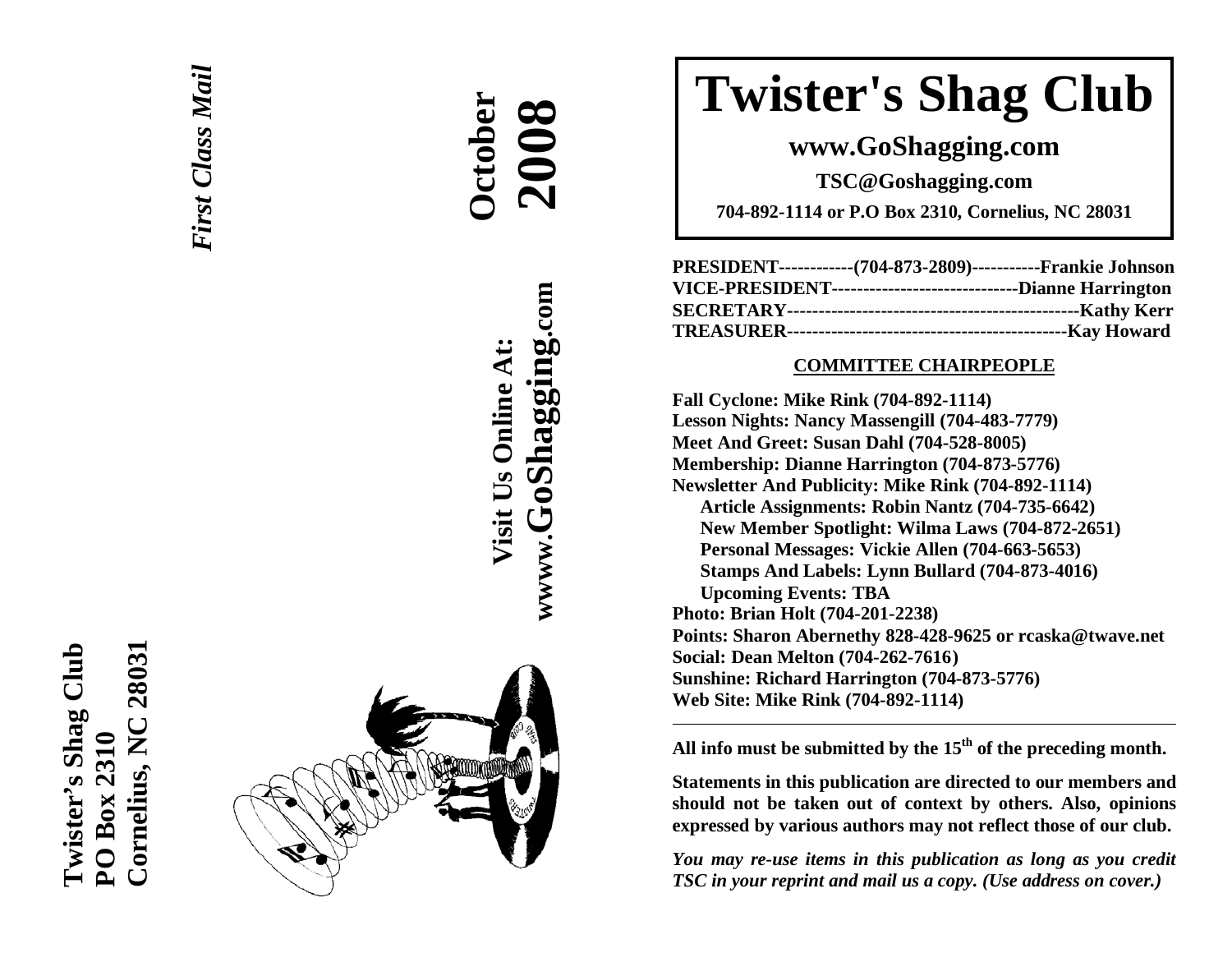**Twister's Shag Club**
**PO Box 2310**
**Cornelius, NC 28031**

*First Class Mail*

**October 2008**

**Visit Us Online At:**
**www.GoShagging.com**

# Twister's Shag Club

## www.GoShagging.com

**TSC@Goshagging.com**

**704-892-1114 or P.O Box 2310, Cornelius, NC 28031**

**PRESIDENT------------(704-873-2809)-----------Frankie Johnson**
**VICE-PRESIDENT------------------------------Dianne Harrington**
**SECRETARY-----------------------------------------------Kathy Kerr**
**TREASURER---------------------------------------------Kay Howard**

**COMMITTEE CHAIRPEOPLE**

**Fall Cyclone: Mike Rink (704-892-1114)**
**Lesson Nights: Nancy Massengill (704-483-7779)**
**Meet And Greet: Susan Dahl (704-528-8005)**
**Membership: Dianne Harrington (704-873-5776)**
**Newsletter And Publicity: Mike Rink (704-892-1114)**
- **Article Assignments: Robin Nantz (704-735-6642)**
- **New Member Spotlight: Wilma Laws (704-872-2651)**
- **Personal Messages: Vickie Allen (704-663-5653)**
- **Stamps And Labels: Lynn Bullard (704-873-4016)**
- **Upcoming Events: TBA**

**Photo: Brian Holt (704-201-2238)**
**Points: Sharon Abernethy 828-428-9625 or rcaska@twave.net**
**Social: Dean Melton (704-262-7616)**
**Sunshine: Richard Harrington (704-873-5776)**
**Web Site: Mike Rink (704-892-1114)**

---

**All info must be submitted by the 15th of the preceding month.**

**Statements in this publication are directed to our members and should not be taken out of context by others. Also, opinions expressed by various authors may not reflect those of our club.**

***You may re-use items in this publication as long as you credit TSC in your reprint and mail us a copy. (Use address on cover.)***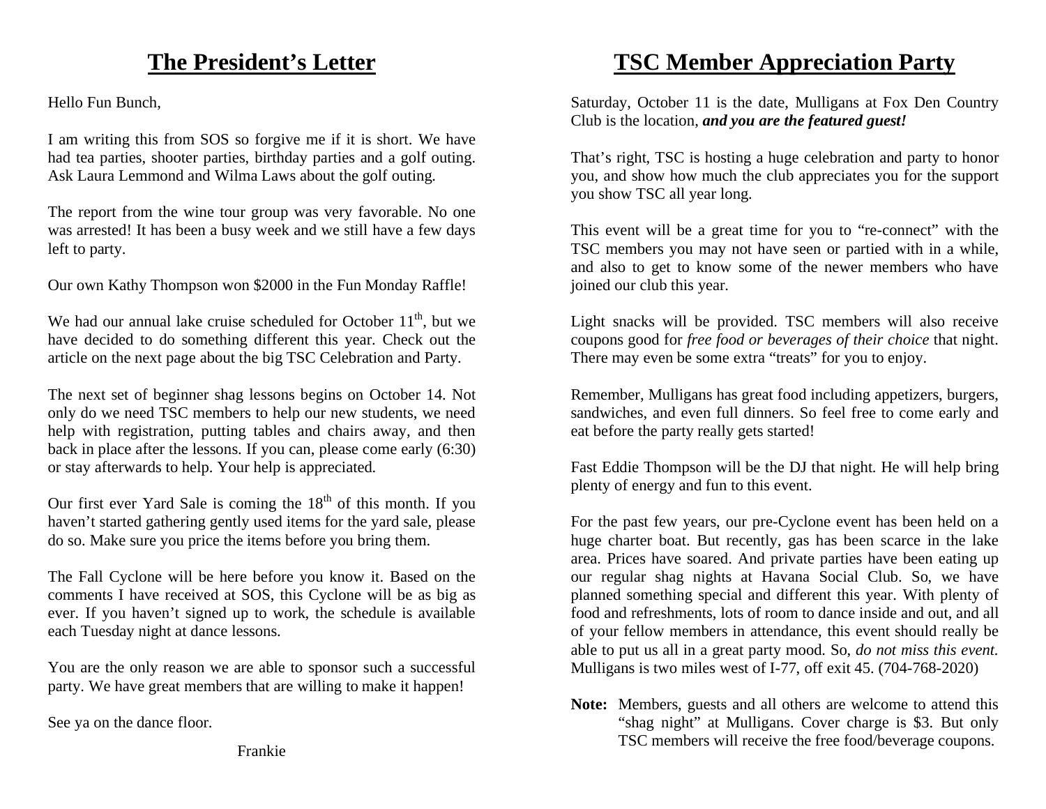# The President's Letter

Hello Fun Bunch,

I am writing this from SOS so forgive me if it is short. We have had tea parties, shooter parties, birthday parties and a golf outing. Ask Laura Lemmond and Wilma Laws about the golf outing.

The report from the wine tour group was very favorable. No one was arrested! It has been a busy week and we still have a few days left to party.

Our own Kathy Thompson won $2000 in the Fun Monday Raffle!

We had our annual lake cruise scheduled for October 11th, but we have decided to do something different this year. Check out the article on the next page about the big TSC Celebration and Party.

The next set of beginner shag lessons begins on October 14. Not only do we need TSC members to help our new students, we need help with registration, putting tables and chairs away, and then back in place after the lessons. If you can, please come early (6:30) or stay afterwards to help. Your help is appreciated.

Our first ever Yard Sale is coming the 18th of this month. If you haven't started gathering gently used items for the yard sale, please do so. Make sure you price the items before you bring them.

The Fall Cyclone will be here before you know it. Based on the comments I have received at SOS, this Cyclone will be as big as ever. If you haven't signed up to work, the schedule is available each Tuesday night at dance lessons.

You are the only reason we are able to sponsor such a successful party. We have great members that are willing to make it happen!

See ya on the dance floor.

Frankie

# TSC Member Appreciation Party

Saturday, October 11 is the date, Mulligans at Fox Den Country Club is the location, ***and you are the featured guest!***

That's right, TSC is hosting a huge celebration and party to honor you, and show how much the club appreciates you for the support you show TSC all year long.

This event will be a great time for you to "re-connect" with the TSC members you may not have seen or partied with in a while, and also to get to know some of the newer members who have joined our club this year.

Light snacks will be provided. TSC members will also receive coupons good for *free food or beverages of their choice* that night. There may even be some extra "treats" for you to enjoy.

Remember, Mulligans has great food including appetizers, burgers, sandwiches, and even full dinners. So feel free to come early and eat before the party really gets started!

Fast Eddie Thompson will be the DJ that night. He will help bring plenty of energy and fun to this event.

For the past few years, our pre-Cyclone event has been held on a huge charter boat. But recently, gas has been scarce in the lake area. Prices have soared. And private parties have been eating up our regular shag nights at Havana Social Club. So, we have planned something special and different this year. With plenty of food and refreshments, lots of room to dance inside and out, and all of your fellow members in attendance, this event should really be able to put us all in a great party mood. So, *do not miss this event.* Mulligans is two miles west of I-77, off exit 45. (704-768-2020)

**Note:** Members, guests and all others are welcome to attend this "shag night" at Mulligans. Cover charge is $3. But only TSC members will receive the free food/beverage coupons.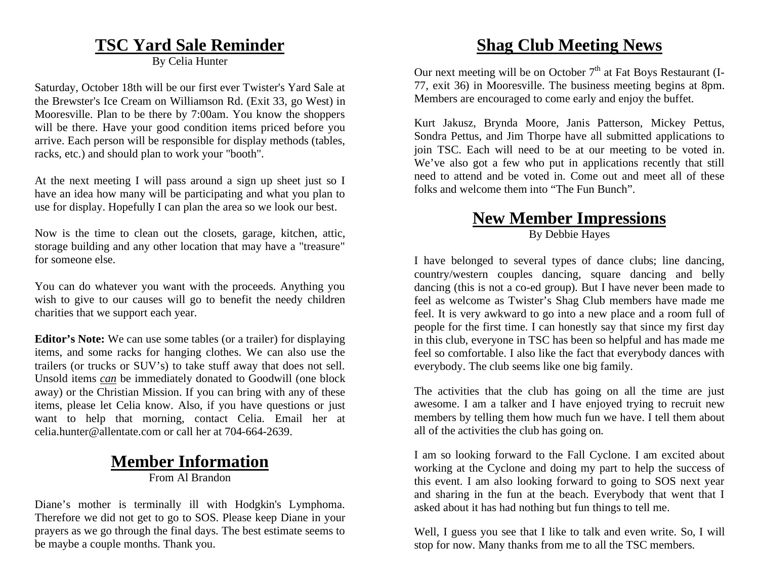## TSC Yard Sale Reminder

By Celia Hunter

Saturday, October 18th will be our first ever Twister's Yard Sale at the Brewster's Ice Cream on Williamson Rd. (Exit 33, go West) in Mooresville. Plan to be there by 7:00am. You know the shoppers will be there. Have your good condition items priced before you arrive. Each person will be responsible for display methods (tables, racks, etc.) and should plan to work your "booth".

At the next meeting I will pass around a sign up sheet just so I have an idea how many will be participating and what you plan to use for display. Hopefully I can plan the area so we look our best.

Now is the time to clean out the closets, garage, kitchen, attic, storage building and any other location that may have a "treasure" for someone else.

You can do whatever you want with the proceeds. Anything you wish to give to our causes will go to benefit the needy children charities that we support each year.

**Editor's Note:** We can use some tables (or a trailer) for displaying items, and some racks for hanging clothes. We can also use the trailers (or trucks or SUV's) to take stuff away that does not sell. Unsold items *can* be immediately donated to Goodwill (one block away) or the Christian Mission. If you can bring with any of these items, please let Celia know. Also, if you have questions or just want to help that morning, contact Celia. Email her at celia.hunter@allentate.com or call her at 704-664-2639.

## Member Information

From Al Brandon

Diane's mother is terminally ill with Hodgkin's Lymphoma. Therefore we did not get to go to SOS. Please keep Diane in your prayers as we go through the final days. The best estimate seems to be maybe a couple months. Thank you.

## Shag Club Meeting News

Our next meeting will be on October 7th at Fat Boys Restaurant (I-77, exit 36) in Mooresville. The business meeting begins at 8pm. Members are encouraged to come early and enjoy the buffet.

Kurt Jakusz, Brynda Moore, Janis Patterson, Mickey Pettus, Sondra Pettus, and Jim Thorpe have all submitted applications to join TSC. Each will need to be at our meeting to be voted in. We've also got a few who put in applications recently that still need to attend and be voted in. Come out and meet all of these folks and welcome them into "The Fun Bunch".

## New Member Impressions

By Debbie Hayes

I have belonged to several types of dance clubs; line dancing, country/western couples dancing, square dancing and belly dancing (this is not a co-ed group). But I have never been made to feel as welcome as Twister's Shag Club members have made me feel. It is very awkward to go into a new place and a room full of people for the first time. I can honestly say that since my first day in this club, everyone in TSC has been so helpful and has made me feel so comfortable. I also like the fact that everybody dances with everybody. The club seems like one big family.

The activities that the club has going on all the time are just awesome. I am a talker and I have enjoyed trying to recruit new members by telling them how much fun we have. I tell them about all of the activities the club has going on.

I am so looking forward to the Fall Cyclone. I am excited about working at the Cyclone and doing my part to help the success of this event. I am also looking forward to going to SOS next year and sharing in the fun at the beach. Everybody that went that I asked about it has had nothing but fun things to tell me.

Well, I guess you see that I like to talk and even write. So, I will stop for now. Many thanks from me to all the TSC members.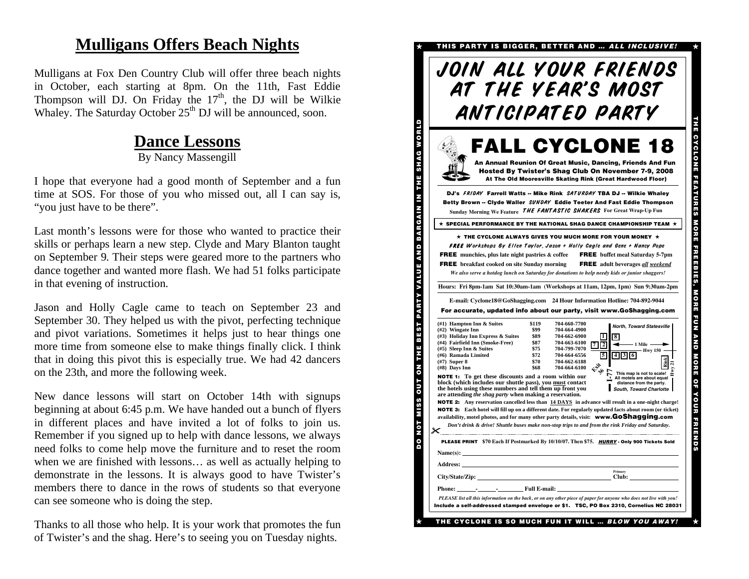# Mulligans Offers Beach Nights

Mulligans at Fox Den Country Club will offer three beach nights in October, each starting at 8pm. On the 11th, Fast Eddie Thompson will DJ. On Friday the 17th, the DJ will be Wilkie Whaley. The Saturday October 25th DJ will be announced, soon.

# Dance Lessons

By Nancy Massengill

I hope that everyone had a good month of September and a fun time at SOS. For those of you who missed out, all I can say is, "you just have to be there".

Last month's lessons were for those who wanted to practice their skills or perhaps learn a new step. Clyde and Mary Blanton taught on September 9. Their steps were geared more to the partners who dance together and wanted more flash. We had 51 folks participate in that evening of instruction.

Jason and Holly Cagle came to teach on September 23 and September 30. They helped us with the pivot, perfecting technique and pivot variations. Sometimes it helps just to hear things one more time from someone else to make things finally click. I think that in doing this pivot this is especially true. We had 42 dancers on the 23th, and more the following week.

New dance lessons will start on October 14th with signups beginning at about 6:45 p.m. We have handed out a bunch of flyers in different places and have invited a lot of folks to join us. Remember if you signed up to help with dance lessons, we always need folks to come help move the furniture and to reset the room when we are finished with lessons… as well as actually helping to demonstrate in the lessons. It is always good to have Twister's members there to dance in the rows of students so that everyone can see someone who is doing the step.

Thanks to all those who help. It is your work that promotes the fun of Twister's and the shag. Here's to seeing you on Tuesday nights.

---

★ THIS PARTY IS BIGGER, BETTER AND … *ALL INCLUSIVE!* ★

DO NOT MISS OUT ON THE BEST PARTY VALUE AND BARGAIN IN THE SHAG WORLD

THE CYCLONE FEATURES MORE FREEBIES, MORE FUN AND MORE OF YOUR FRIENDS

# JOIN ALL YOUR FRIENDS AT THE YEAR'S MOST ANTICIPATED PARTY

# FALL CYCLONE 18

**An Annual Reunion Of Great Music, Dancing, Friends And Fun Hosted By Twister's Shag Club On November 7-9, 2008**
**At The Old Mooresville Skating Rink (Great Hardwood Floor)**

**DJ's** *FRIDAY* **Farrell Watts -- Mike Rink** *SATURDAY* **TBA DJ -- Wilkie Whaley Betty Brown -- Clyde Waller** *SUNDAY* **Eddie Teeter And Fast Eddie Thompson**
**Sunday Morning We Feature** *THE FANTASTIC SHAKERS* **For Great Wrap-Up Fun**

★ **SPECIAL PERFORMANCE BY THE NATIONAL SHAG DANCE CHAMPIONSHIP TEAM** ★

★ **THE CYCLONE ALWAYS GIVES YOU MUCH MORE FOR YOUR MONEY** ★

*FREE Workshops By Ellen Taylor, Jason + Holly Cagle and Gene + Nancy Pope*

**FREE** munchies, plus late night pastries & coffee **FREE** buffet meal Saturday 5-7pm
**FREE** breakfast cooked on site Sunday morning **FREE** adult beverages ***all weekend***

*We also serve a hotdog lunch on Saturday for donations to help needy kids or junior shaggers!*

**Hours: Fri 8pm-1am Sat 10:30am-1am (Workshops at 11am, 12pm, 1pm) Sun 9:30am-2pm**

**E-mail: Cyclone18@GoShagging.com 24 Hour Information Hotline: 704-892-9044**

**For accurate, updated info about our party, visit www.GoShagging.com**

| # | Hotel | Rate | Phone |
|---|---|---|---|
| (#1) | Hampton Inn & Suites | $119 | 704-660-7700 |
| (#2) | Wingate Inn | $99 | 704-664-4900 |
| (#3) | Holiday Inn Express & Suites | $89 | 704-662-6900 |
| (#4) | Fairfield Inn (Smoke-Free) | $87 | 704-663-6100 |
| (#5) | Sleep Inn & Suites | $75 | 704-799-7070 |
| (#6) | Ramada Limited | $72 | 704-664-6556 |
| (#7) | Super 8 | $70 | 704-662-6188 |
| (#8) | Days Inn | $68 | 704-664-6100 |

*North, Toward Statesville* — 1 Mile — Hwy 150 — Rink — Hwy 21 — I-77 Exit 36
This map is not to scale! All motels are about equal distance from the party.
*South, Toward Charlotte*

**NOTE 1:** To get these discounts and a room within our block (which includes our shuttle pass), you must contact the hotels using these numbers and tell them up front you are attending *the shag party* when making a reservation.

**NOTE 2:** Any reservation cancelled less than 14 DAYS in advance will result in a one-night charge!

**NOTE 3:** Each hotel will fill up on a different date. For regularly updated facts about room (or ticket) availability, motel photos, and for many other party details, visit: **www.GoShagging.com**

*Don't drink & drive! Shuttle buses make non-stop trips to and from the rink Friday and Saturday.*

**PLEASE PRINT $70 Each If Postmarked By 10/10/07. Then $75.** ***HURRY*** **- Only 900 Tickets Sold**

Name(s): ______________________

Address: ______________________

City/State/Zip: ______________________ Primary Club: ____________

Phone: ____-____-______ Full E-mail: ______________________

*PLEASE list all this information on the back, or on any other piece of paper for anyone who does not live with you!*

**Include a self-addressed stamped envelope or $1. TSC, PO Box 2310, Cornelius NC 28031**

★ THE CYCLONE IS SO MUCH FUN IT WILL … *BLOW YOU AWAY!* ★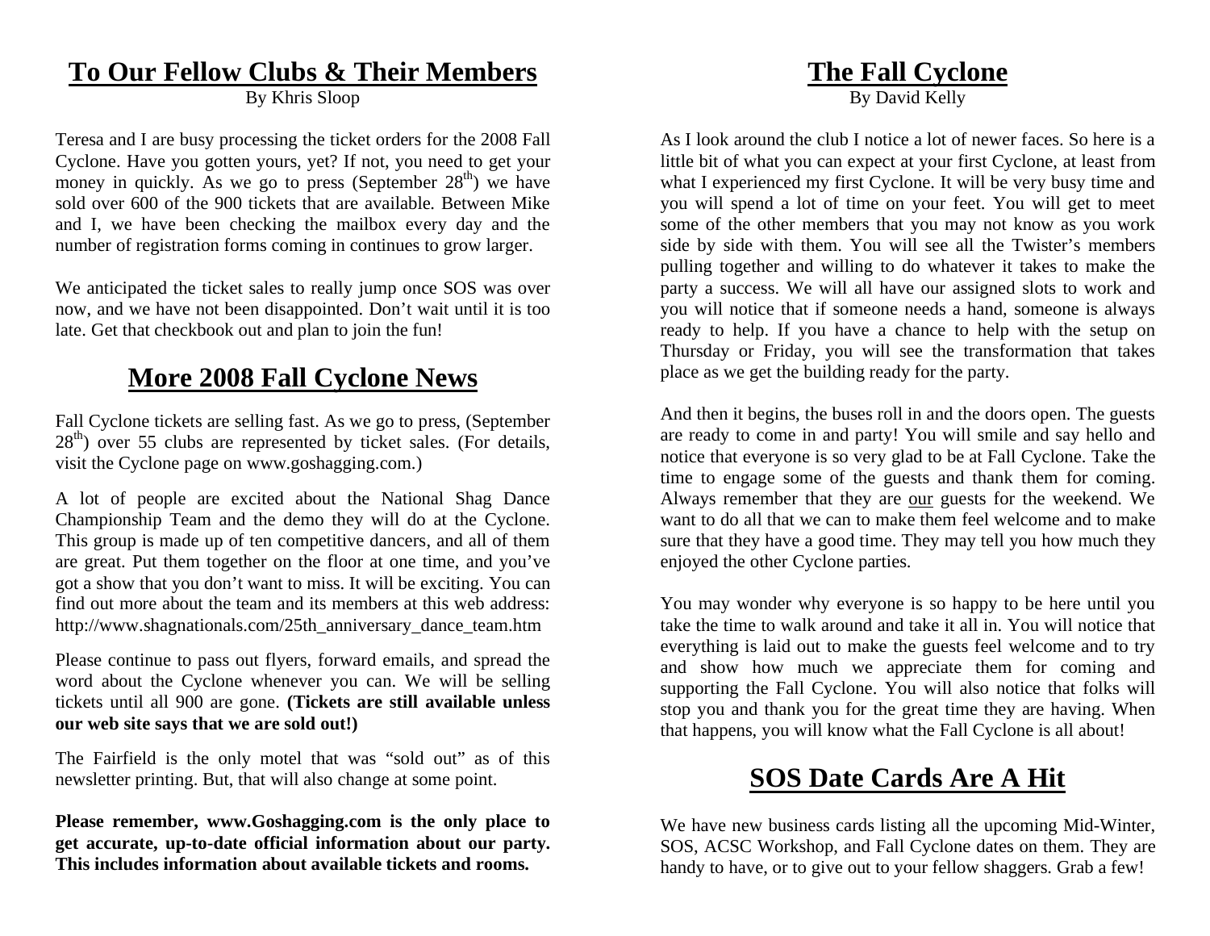## To Our Fellow Clubs & Their Members

By Khris Sloop

Teresa and I are busy processing the ticket orders for the 2008 Fall Cyclone. Have you gotten yours, yet? If not, you need to get your money in quickly. As we go to press (September 28th) we have sold over 600 of the 900 tickets that are available. Between Mike and I, we have been checking the mailbox every day and the number of registration forms coming in continues to grow larger.

We anticipated the ticket sales to really jump once SOS was over now, and we have not been disappointed. Don't wait until it is too late. Get that checkbook out and plan to join the fun!

## More 2008 Fall Cyclone News

Fall Cyclone tickets are selling fast. As we go to press, (September 28th) over 55 clubs are represented by ticket sales. (For details, visit the Cyclone page on www.goshagging.com.)

A lot of people are excited about the National Shag Dance Championship Team and the demo they will do at the Cyclone. This group is made up of ten competitive dancers, and all of them are great. Put them together on the floor at one time, and you've got a show that you don't want to miss. It will be exciting. You can find out more about the team and its members at this web address: http://www.shagnationals.com/25th_anniversary_dance_team.htm

Please continue to pass out flyers, forward emails, and spread the word about the Cyclone whenever you can. We will be selling tickets until all 900 are gone. **(Tickets are still available unless our web site says that we are sold out!)**

The Fairfield is the only motel that was "sold out" as of this newsletter printing. But, that will also change at some point.

**Please remember, www.Goshagging.com is the only place to get accurate, up-to-date official information about our party. This includes information about available tickets and rooms.**

## The Fall Cyclone

By David Kelly

As I look around the club I notice a lot of newer faces. So here is a little bit of what you can expect at your first Cyclone, at least from what I experienced my first Cyclone. It will be very busy time and you will spend a lot of time on your feet. You will get to meet some of the other members that you may not know as you work side by side with them. You will see all the Twister's members pulling together and willing to do whatever it takes to make the party a success. We will all have our assigned slots to work and you will notice that if someone needs a hand, someone is always ready to help. If you have a chance to help with the setup on Thursday or Friday, you will see the transformation that takes place as we get the building ready for the party.

And then it begins, the buses roll in and the doors open. The guests are ready to come in and party! You will smile and say hello and notice that everyone is so very glad to be at Fall Cyclone. Take the time to engage some of the guests and thank them for coming. Always remember that they are our guests for the weekend. We want to do all that we can to make them feel welcome and to make sure that they have a good time. They may tell you how much they enjoyed the other Cyclone parties.

You may wonder why everyone is so happy to be here until you take the time to walk around and take it all in. You will notice that everything is laid out to make the guests feel welcome and to try and show how much we appreciate them for coming and supporting the Fall Cyclone. You will also notice that folks will stop you and thank you for the great time they are having. When that happens, you will know what the Fall Cyclone is all about!

## SOS Date Cards Are A Hit

We have new business cards listing all the upcoming Mid-Winter, SOS, ACSC Workshop, and Fall Cyclone dates on them. They are handy to have, or to give out to your fellow shaggers. Grab a few!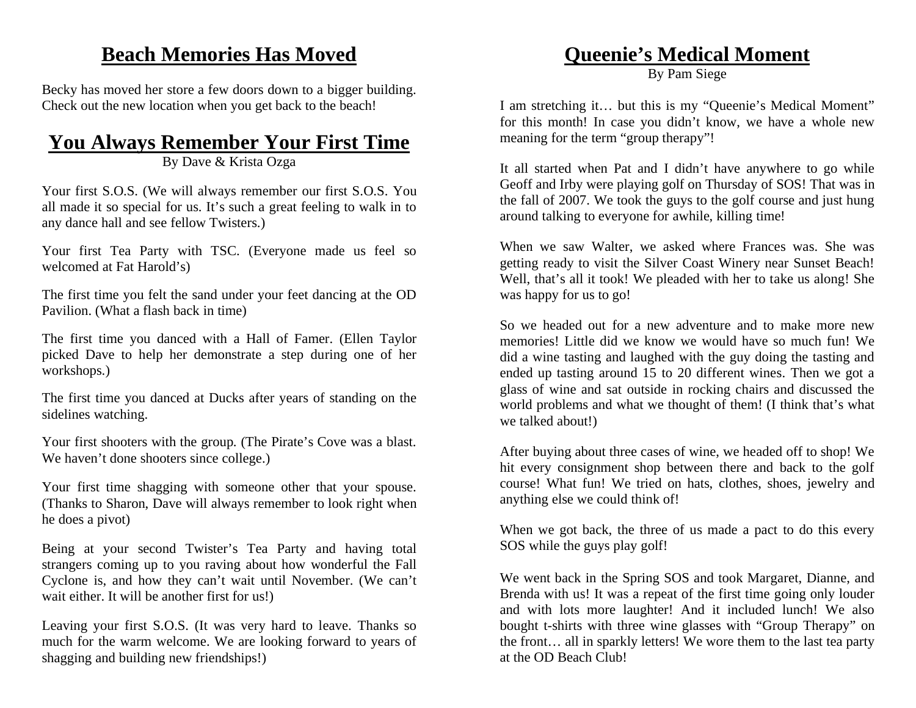## Beach Memories Has Moved

Becky has moved her store a few doors down to a bigger building. Check out the new location when you get back to the beach!

## You Always Remember Your First Time

By Dave & Krista Ozga

Your first S.O.S. (We will always remember our first S.O.S. You all made it so special for us. It's such a great feeling to walk in to any dance hall and see fellow Twisters.)

Your first Tea Party with TSC. (Everyone made us feel so welcomed at Fat Harold's)

The first time you felt the sand under your feet dancing at the OD Pavilion. (What a flash back in time)

The first time you danced with a Hall of Famer. (Ellen Taylor picked Dave to help her demonstrate a step during one of her workshops.)

The first time you danced at Ducks after years of standing on the sidelines watching.

Your first shooters with the group. (The Pirate's Cove was a blast. We haven't done shooters since college.)

Your first time shagging with someone other that your spouse. (Thanks to Sharon, Dave will always remember to look right when he does a pivot)

Being at your second Twister's Tea Party and having total strangers coming up to you raving about how wonderful the Fall Cyclone is, and how they can't wait until November. (We can't wait either. It will be another first for us!)

Leaving your first S.O.S. (It was very hard to leave. Thanks so much for the warm welcome. We are looking forward to years of shagging and building new friendships!)

## Queenie's Medical Moment

By Pam Siege

I am stretching it… but this is my "Queenie's Medical Moment" for this month! In case you didn't know, we have a whole new meaning for the term "group therapy"!

It all started when Pat and I didn't have anywhere to go while Geoff and Irby were playing golf on Thursday of SOS! That was in the fall of 2007. We took the guys to the golf course and just hung around talking to everyone for awhile, killing time!

When we saw Walter, we asked where Frances was. She was getting ready to visit the Silver Coast Winery near Sunset Beach! Well, that's all it took! We pleaded with her to take us along! She was happy for us to go!

So we headed out for a new adventure and to make more new memories! Little did we know we would have so much fun! We did a wine tasting and laughed with the guy doing the tasting and ended up tasting around 15 to 20 different wines. Then we got a glass of wine and sat outside in rocking chairs and discussed the world problems and what we thought of them! (I think that's what we talked about!)

After buying about three cases of wine, we headed off to shop! We hit every consignment shop between there and back to the golf course! What fun! We tried on hats, clothes, shoes, jewelry and anything else we could think of!

When we got back, the three of us made a pact to do this every SOS while the guys play golf!

We went back in the Spring SOS and took Margaret, Dianne, and Brenda with us! It was a repeat of the first time going only louder and with lots more laughter! And it included lunch! We also bought t-shirts with three wine glasses with "Group Therapy" on the front… all in sparkly letters! We wore them to the last tea party at the OD Beach Club!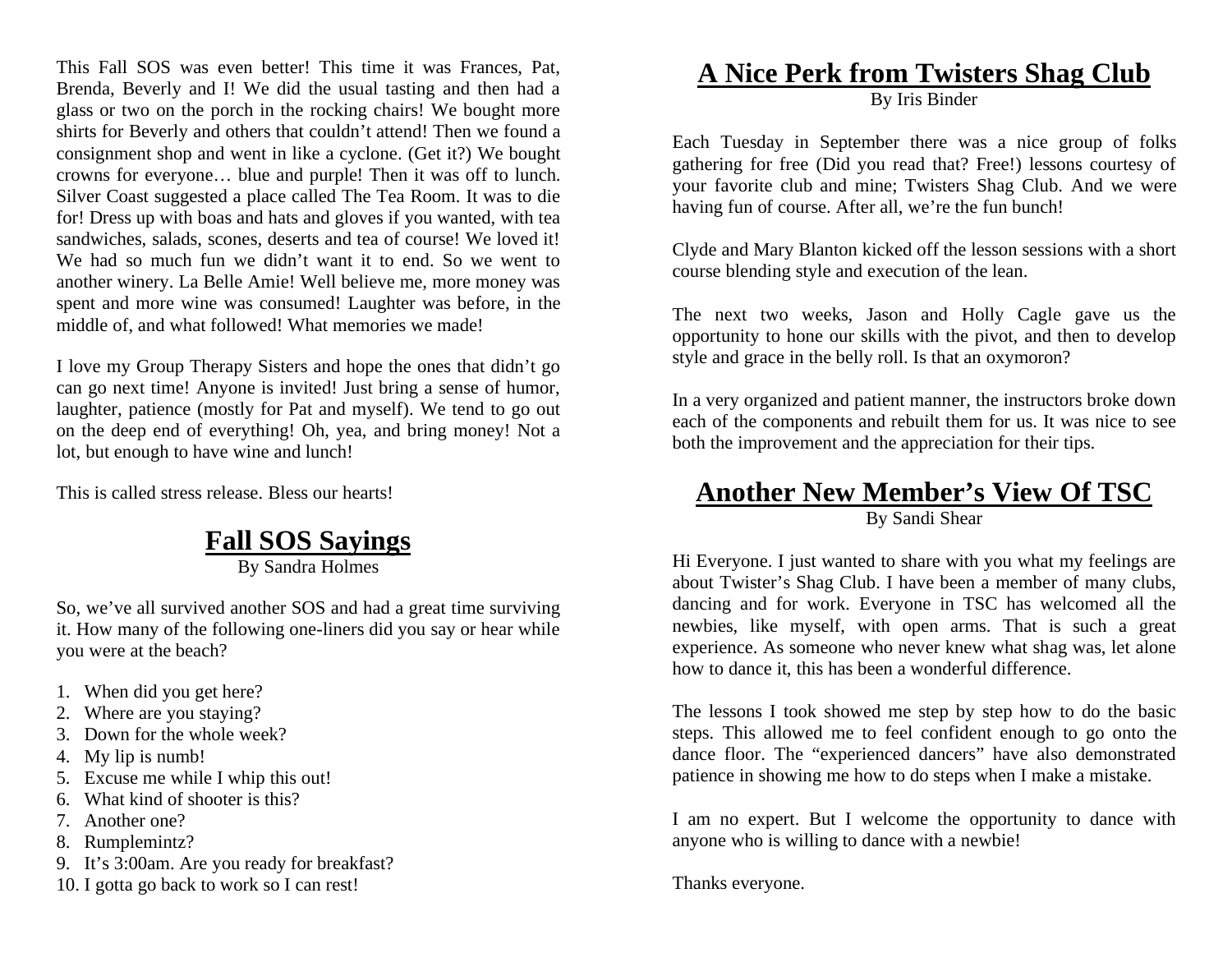This Fall SOS was even better! This time it was Frances, Pat, Brenda, Beverly and I! We did the usual tasting and then had a glass or two on the porch in the rocking chairs! We bought more shirts for Beverly and others that couldn't attend! Then we found a consignment shop and went in like a cyclone. (Get it?) We bought crowns for everyone… blue and purple! Then it was off to lunch. Silver Coast suggested a place called The Tea Room. It was to die for! Dress up with boas and hats and gloves if you wanted, with tea sandwiches, salads, scones, deserts and tea of course! We loved it! We had so much fun we didn't want it to end. So we went to another winery. La Belle Amie! Well believe me, more money was spent and more wine was consumed! Laughter was before, in the middle of, and what followed! What memories we made!

I love my Group Therapy Sisters and hope the ones that didn't go can go next time! Anyone is invited! Just bring a sense of humor, laughter, patience (mostly for Pat and myself). We tend to go out on the deep end of everything! Oh, yea, and bring money! Not a lot, but enough to have wine and lunch!

This is called stress release. Bless our hearts!

## Fall SOS Sayings

By Sandra Holmes

So, we've all survived another SOS and had a great time surviving it. How many of the following one-liners did you say or hear while you were at the beach?

1. When did you get here?
2. Where are you staying?
3. Down for the whole week?
4. My lip is numb!
5. Excuse me while I whip this out!
6. What kind of shooter is this?
7. Another one?
8. Rumplemintz?
9. It's 3:00am. Are you ready for breakfast?
10. I gotta go back to work so I can rest!

## A Nice Perk from Twisters Shag Club

By Iris Binder

Each Tuesday in September there was a nice group of folks gathering for free (Did you read that? Free!) lessons courtesy of your favorite club and mine; Twisters Shag Club. And we were having fun of course. After all, we're the fun bunch!

Clyde and Mary Blanton kicked off the lesson sessions with a short course blending style and execution of the lean.

The next two weeks, Jason and Holly Cagle gave us the opportunity to hone our skills with the pivot, and then to develop style and grace in the belly roll. Is that an oxymoron?

In a very organized and patient manner, the instructors broke down each of the components and rebuilt them for us. It was nice to see both the improvement and the appreciation for their tips.

## Another New Member's View Of TSC

By Sandi Shear

Hi Everyone. I just wanted to share with you what my feelings are about Twister's Shag Club. I have been a member of many clubs, dancing and for work. Everyone in TSC has welcomed all the newbies, like myself, with open arms. That is such a great experience. As someone who never knew what shag was, let alone how to dance it, this has been a wonderful difference.

The lessons I took showed me step by step how to do the basic steps. This allowed me to feel confident enough to go onto the dance floor. The "experienced dancers" have also demonstrated patience in showing me how to do steps when I make a mistake.

I am no expert. But I welcome the opportunity to dance with anyone who is willing to dance with a newbie!

Thanks everyone.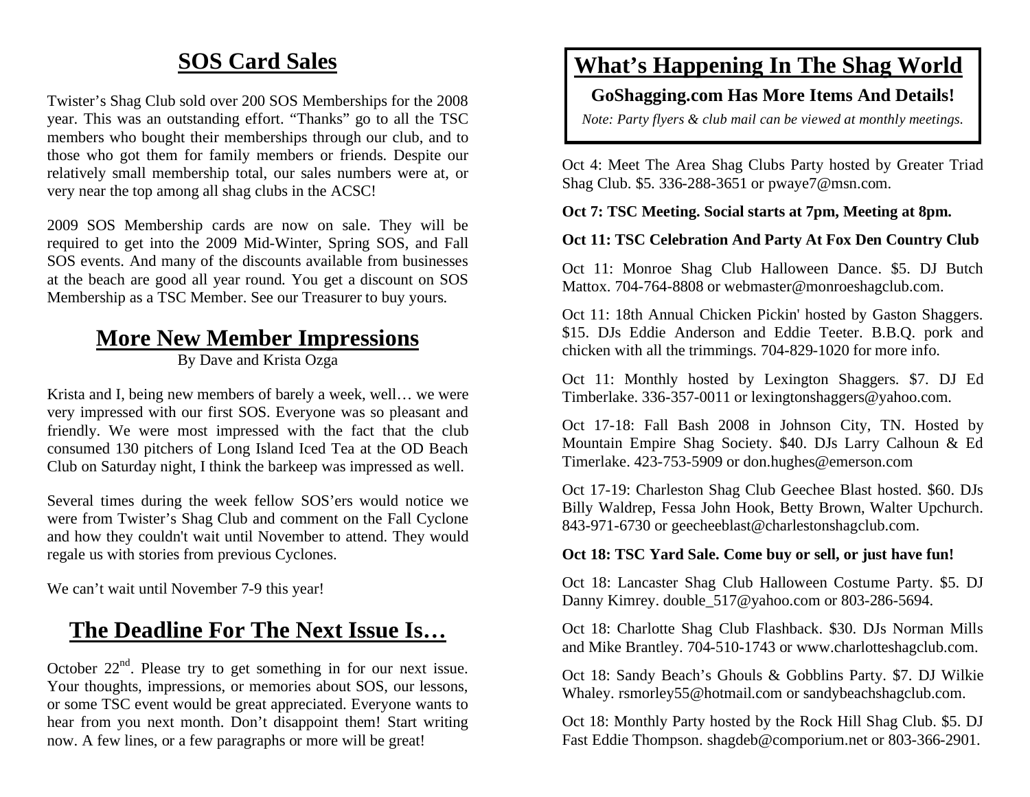## SOS Card Sales

Twister's Shag Club sold over 200 SOS Memberships for the 2008 year. This was an outstanding effort. "Thanks" go to all the TSC members who bought their memberships through our club, and to those who got them for family members or friends. Despite our relatively small membership total, our sales numbers were at, or very near the top among all shag clubs in the ACSC!

2009 SOS Membership cards are now on sale. They will be required to get into the 2009 Mid-Winter, Spring SOS, and Fall SOS events. And many of the discounts available from businesses at the beach are good all year round. You get a discount on SOS Membership as a TSC Member. See our Treasurer to buy yours.

## More New Member Impressions

By Dave and Krista Ozga

Krista and I, being new members of barely a week, well… we were very impressed with our first SOS. Everyone was so pleasant and friendly. We were most impressed with the fact that the club consumed 130 pitchers of Long Island Iced Tea at the OD Beach Club on Saturday night, I think the barkeep was impressed as well.

Several times during the week fellow SOS'ers would notice we were from Twister's Shag Club and comment on the Fall Cyclone and how they couldn't wait until November to attend. They would regale us with stories from previous Cyclones.

We can't wait until November 7-9 this year!

## The Deadline For The Next Issue Is…

October 22nd. Please try to get something in for our next issue. Your thoughts, impressions, or memories about SOS, our lessons, or some TSC event would be great appreciated. Everyone wants to hear from you next month. Don't disappoint them! Start writing now. A few lines, or a few paragraphs or more will be great!

## What's Happening In The Shag World

**GoShagging.com Has More Items And Details!**

*Note: Party flyers & club mail can be viewed at monthly meetings.*

Oct 4: Meet The Area Shag Clubs Party hosted by Greater Triad Shag Club. $5. 336-288-3651 or pwaye7@msn.com.

**Oct 7: TSC Meeting. Social starts at 7pm, Meeting at 8pm.**

**Oct 11: TSC Celebration And Party At Fox Den Country Club**

Oct 11: Monroe Shag Club Halloween Dance. $5. DJ Butch Mattox. 704-764-8808 or webmaster@monroeshagclub.com.

Oct 11: 18th Annual Chicken Pickin' hosted by Gaston Shaggers. $15. DJs Eddie Anderson and Eddie Teeter. B.B.Q. pork and chicken with all the trimmings. 704-829-1020 for more info.

Oct 11: Monthly hosted by Lexington Shaggers. $7. DJ Ed Timberlake. 336-357-0011 or lexingtonshaggers@yahoo.com.

Oct 17-18: Fall Bash 2008 in Johnson City, TN. Hosted by Mountain Empire Shag Society. $40. DJs Larry Calhoun & Ed Timerlake. 423-753-5909 or don.hughes@emerson.com

Oct 17-19: Charleston Shag Club Geechee Blast hosted. $60. DJs Billy Waldrep, Fessa John Hook, Betty Brown, Walter Upchurch. 843-971-6730 or geecheeblast@charlestonshagclub.com.

**Oct 18: TSC Yard Sale. Come buy or sell, or just have fun!**

Oct 18: Lancaster Shag Club Halloween Costume Party. $5. DJ Danny Kimrey. double_517@yahoo.com or 803-286-5694.

Oct 18: Charlotte Shag Club Flashback. $30. DJs Norman Mills and Mike Brantley. 704-510-1743 or www.charlotteshagclub.com.

Oct 18: Sandy Beach's Ghouls & Gobblins Party. $7. DJ Wilkie Whaley. rsmorley55@hotmail.com or sandybeachshagclub.com.

Oct 18: Monthly Party hosted by the Rock Hill Shag Club. $5. DJ Fast Eddie Thompson. shagdeb@comporium.net or 803-366-2901.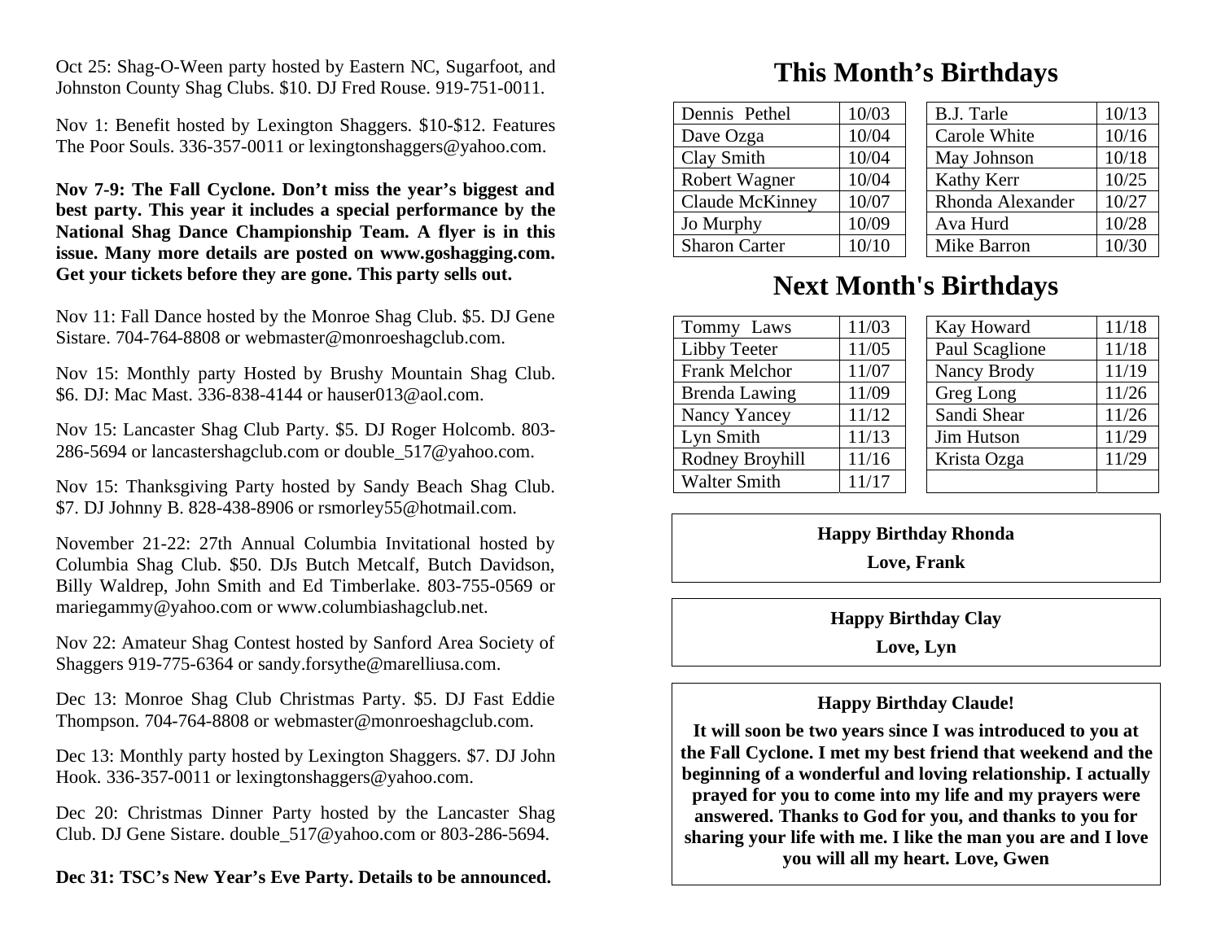Oct 25: Shag-O-Ween party hosted by Eastern NC, Sugarfoot, and Johnston County Shag Clubs. $10. DJ Fred Rouse. 919-751-0011.

Nov 1: Benefit hosted by Lexington Shaggers. $10-$12. Features The Poor Souls. 336-357-0011 or lexingtonshaggers@yahoo.com.

**Nov 7-9: The Fall Cyclone. Don't miss the year's biggest and best party. This year it includes a special performance by the National Shag Dance Championship Team. A flyer is in this issue. Many more details are posted on www.goshagging.com. Get your tickets before they are gone. This party sells out.**

Nov 11: Fall Dance hosted by the Monroe Shag Club. $5. DJ Gene Sistare. 704-764-8808 or webmaster@monroeshagclub.com.

Nov 15: Monthly party Hosted by Brushy Mountain Shag Club. $6. DJ: Mac Mast. 336-838-4144 or hauser013@aol.com.

Nov 15: Lancaster Shag Club Party. $5. DJ Roger Holcomb. 803-286-5694 or lancastershagclub.com or double_517@yahoo.com.

Nov 15: Thanksgiving Party hosted by Sandy Beach Shag Club. $7. DJ Johnny B. 828-438-8906 or rsmorley55@hotmail.com.

November 21-22: 27th Annual Columbia Invitational hosted by Columbia Shag Club. $50. DJs Butch Metcalf, Butch Davidson, Billy Waldrep, John Smith and Ed Timberlake. 803-755-0569 or mariegammy@yahoo.com or www.columbiashagclub.net.

Nov 22: Amateur Shag Contest hosted by Sanford Area Society of Shaggers 919-775-6364 or sandy.forsythe@marelliusa.com.

Dec 13: Monroe Shag Club Christmas Party. $5. DJ Fast Eddie Thompson. 704-764-8808 or webmaster@monroeshagclub.com.

Dec 13: Monthly party hosted by Lexington Shaggers. $7. DJ John Hook. 336-357-0011 or lexingtonshaggers@yahoo.com.

Dec 20: Christmas Dinner Party hosted by the Lancaster Shag Club. DJ Gene Sistare. double_517@yahoo.com or 803-286-5694.

**Dec 31: TSC's New Year's Eve Party. Details to be announced.**

# This Month's Birthdays

| Name | Date |
|---|---|
| Dennis Pethel | 10/03 |
| Dave Ozga | 10/04 |
| Clay Smith | 10/04 |
| Robert Wagner | 10/04 |
| Claude McKinney | 10/07 |
| Jo Murphy | 10/09 |
| Sharon Carter | 10/10 |
| B.J. Tarle | 10/13 |
| Carole White | 10/16 |
| May Johnson | 10/18 |
| Kathy Kerr | 10/25 |
| Rhonda Alexander | 10/27 |
| Ava Hurd | 10/28 |
| Mike Barron | 10/30 |

# Next Month's Birthdays

| Name | Date |
|---|---|
| Tommy Laws | 11/03 |
| Libby Teeter | 11/05 |
| Frank Melchor | 11/07 |
| Brenda Lawing | 11/09 |
| Nancy Yancey | 11/12 |
| Lyn Smith | 11/13 |
| Rodney Broyhill | 11/16 |
| Walter Smith | 11/17 |
| Kay Howard | 11/18 |
| Paul Scaglione | 11/18 |
| Nancy Brody | 11/19 |
| Greg Long | 11/26 |
| Sandi Shear | 11/26 |
| Jim Hutson | 11/29 |
| Krista Ozga | 11/29 |

**Happy Birthday Rhonda**

**Love, Frank**

**Happy Birthday Clay**

**Love, Lyn**

**Happy Birthday Claude!**

**It will soon be two years since I was introduced to you at the Fall Cyclone. I met my best friend that weekend and the beginning of a wonderful and loving relationship. I actually prayed for you to come into my life and my prayers were answered. Thanks to God for you, and thanks to you for sharing your life with me. I like the man you are and I love you will all my heart. Love, Gwen**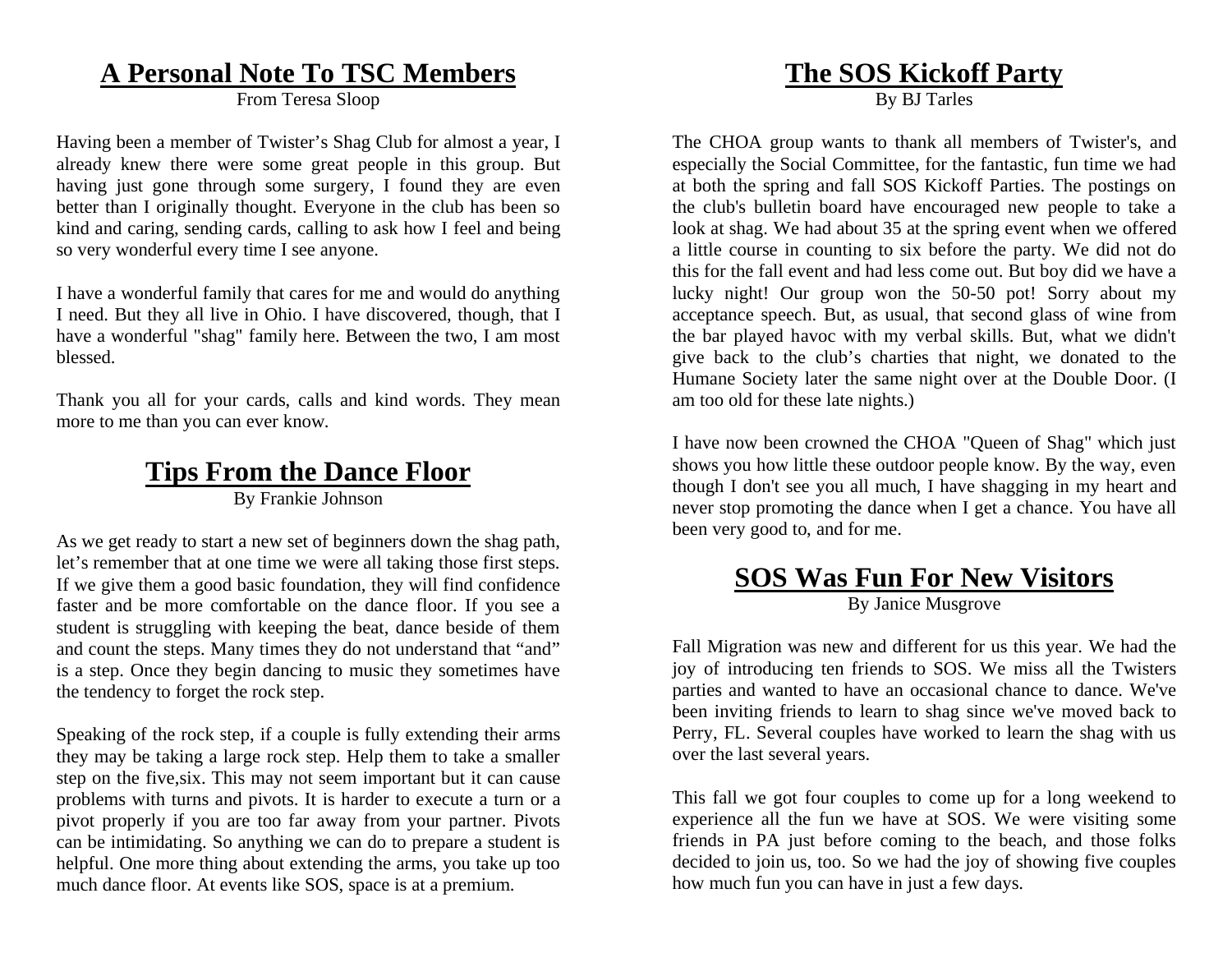## A Personal Note To TSC Members

From Teresa Sloop

Having been a member of Twister's Shag Club for almost a year, I already knew there were some great people in this group. But having just gone through some surgery, I found they are even better than I originally thought. Everyone in the club has been so kind and caring, sending cards, calling to ask how I feel and being so very wonderful every time I see anyone.

I have a wonderful family that cares for me and would do anything I need. But they all live in Ohio. I have discovered, though, that I have a wonderful "shag" family here. Between the two, I am most blessed.

Thank you all for your cards, calls and kind words. They mean more to me than you can ever know.

## Tips From the Dance Floor

By Frankie Johnson

As we get ready to start a new set of beginners down the shag path, let's remember that at one time we were all taking those first steps. If we give them a good basic foundation, they will find confidence faster and be more comfortable on the dance floor. If you see a student is struggling with keeping the beat, dance beside of them and count the steps. Many times they do not understand that "and" is a step. Once they begin dancing to music they sometimes have the tendency to forget the rock step.

Speaking of the rock step, if a couple is fully extending their arms they may be taking a large rock step. Help them to take a smaller step on the five,six. This may not seem important but it can cause problems with turns and pivots. It is harder to execute a turn or a pivot properly if you are too far away from your partner. Pivots can be intimidating. So anything we can do to prepare a student is helpful. One more thing about extending the arms, you take up too much dance floor. At events like SOS, space is at a premium.

## The SOS Kickoff Party

By BJ Tarles

The CHOA group wants to thank all members of Twister's, and especially the Social Committee, for the fantastic, fun time we had at both the spring and fall SOS Kickoff Parties. The postings on the club's bulletin board have encouraged new people to take a look at shag. We had about 35 at the spring event when we offered a little course in counting to six before the party. We did not do this for the fall event and had less come out. But boy did we have a lucky night! Our group won the 50-50 pot! Sorry about my acceptance speech. But, as usual, that second glass of wine from the bar played havoc with my verbal skills. But, what we didn't give back to the club's charties that night, we donated to the Humane Society later the same night over at the Double Door. (I am too old for these late nights.)

I have now been crowned the CHOA "Queen of Shag" which just shows you how little these outdoor people know. By the way, even though I don't see you all much, I have shagging in my heart and never stop promoting the dance when I get a chance. You have all been very good to, and for me.

## SOS Was Fun For New Visitors

By Janice Musgrove

Fall Migration was new and different for us this year. We had the joy of introducing ten friends to SOS. We miss all the Twisters parties and wanted to have an occasional chance to dance. We've been inviting friends to learn to shag since we've moved back to Perry, FL. Several couples have worked to learn the shag with us over the last several years.

This fall we got four couples to come up for a long weekend to experience all the fun we have at SOS. We were visiting some friends in PA just before coming to the beach, and those folks decided to join us, too. So we had the joy of showing five couples how much fun you can have in just a few days.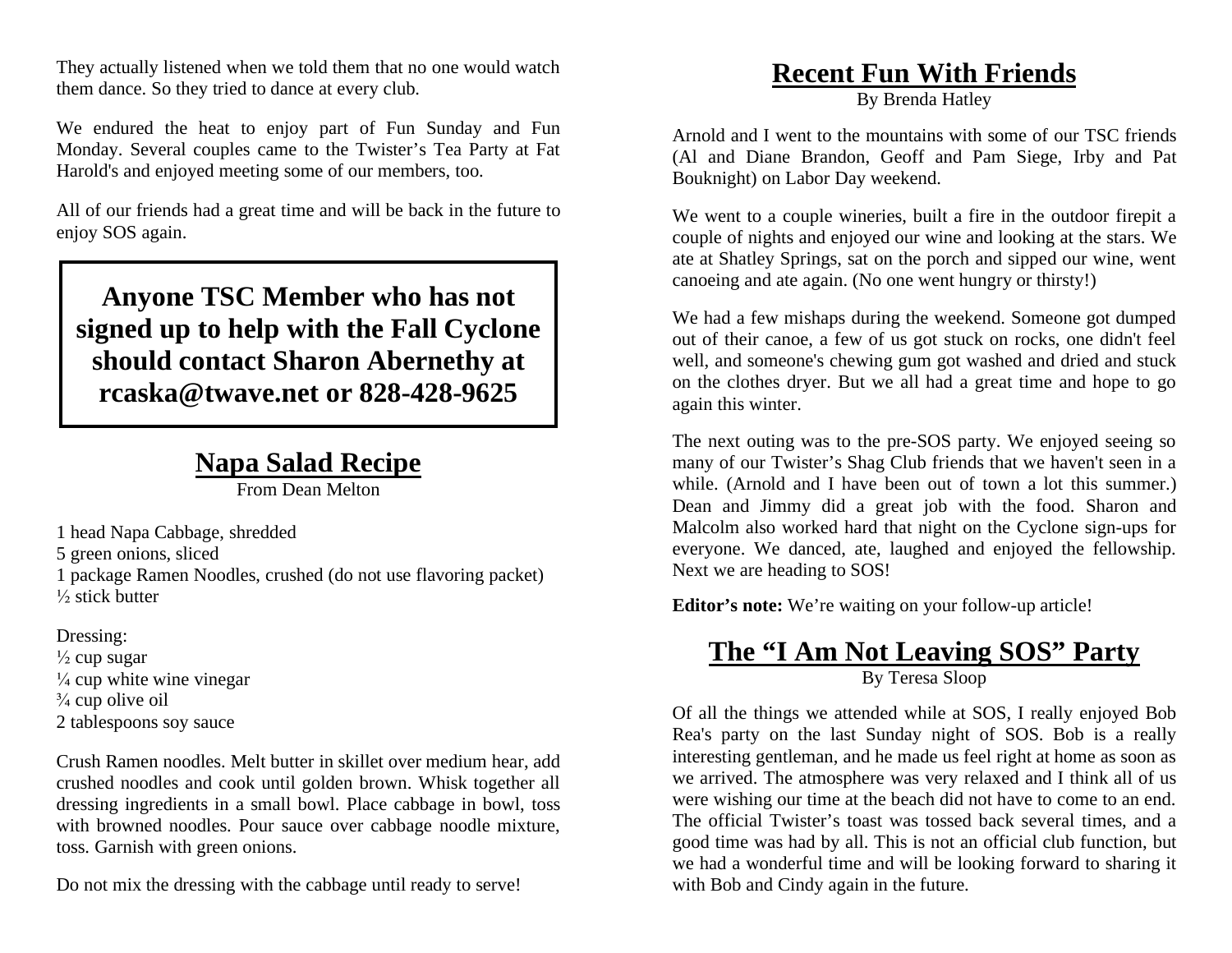They actually listened when we told them that no one would watch them dance. So they tried to dance at every club.

We endured the heat to enjoy part of Fun Sunday and Fun Monday. Several couples came to the Twister's Tea Party at Fat Harold's and enjoyed meeting some of our members, too.

All of our friends had a great time and will be back in the future to enjoy SOS again.

**Anyone TSC Member who has not signed up to help with the Fall Cyclone should contact Sharon Abernethy at rcaska@twave.net or 828-428-9625**

## Napa Salad Recipe

From Dean Melton

1 head Napa Cabbage, shredded
5 green onions, sliced
1 package Ramen Noodles, crushed (do not use flavoring packet)
½ stick butter

Dressing:
½ cup sugar
¼ cup white wine vinegar
¾ cup olive oil
2 tablespoons soy sauce

Crush Ramen noodles. Melt butter in skillet over medium hear, add crushed noodles and cook until golden brown. Whisk together all dressing ingredients in a small bowl. Place cabbage in bowl, toss with browned noodles. Pour sauce over cabbage noodle mixture, toss. Garnish with green onions.

Do not mix the dressing with the cabbage until ready to serve!

## Recent Fun With Friends

By Brenda Hatley

Arnold and I went to the mountains with some of our TSC friends (Al and Diane Brandon, Geoff and Pam Siege, Irby and Pat Bouknight) on Labor Day weekend.

We went to a couple wineries, built a fire in the outdoor firepit a couple of nights and enjoyed our wine and looking at the stars. We ate at Shatley Springs, sat on the porch and sipped our wine, went canoeing and ate again. (No one went hungry or thirsty!)

We had a few mishaps during the weekend. Someone got dumped out of their canoe, a few of us got stuck on rocks, one didn't feel well, and someone's chewing gum got washed and dried and stuck on the clothes dryer. But we all had a great time and hope to go again this winter.

The next outing was to the pre-SOS party. We enjoyed seeing so many of our Twister's Shag Club friends that we haven't seen in a while. (Arnold and I have been out of town a lot this summer.) Dean and Jimmy did a great job with the food. Sharon and Malcolm also worked hard that night on the Cyclone sign-ups for everyone. We danced, ate, laughed and enjoyed the fellowship. Next we are heading to SOS!

**Editor's note:** We're waiting on your follow-up article!

## The "I Am Not Leaving SOS" Party

By Teresa Sloop

Of all the things we attended while at SOS, I really enjoyed Bob Rea's party on the last Sunday night of SOS. Bob is a really interesting gentleman, and he made us feel right at home as soon as we arrived. The atmosphere was very relaxed and I think all of us were wishing our time at the beach did not have to come to an end. The official Twister's toast was tossed back several times, and a good time was had by all. This is not an official club function, but we had a wonderful time and will be looking forward to sharing it with Bob and Cindy again in the future.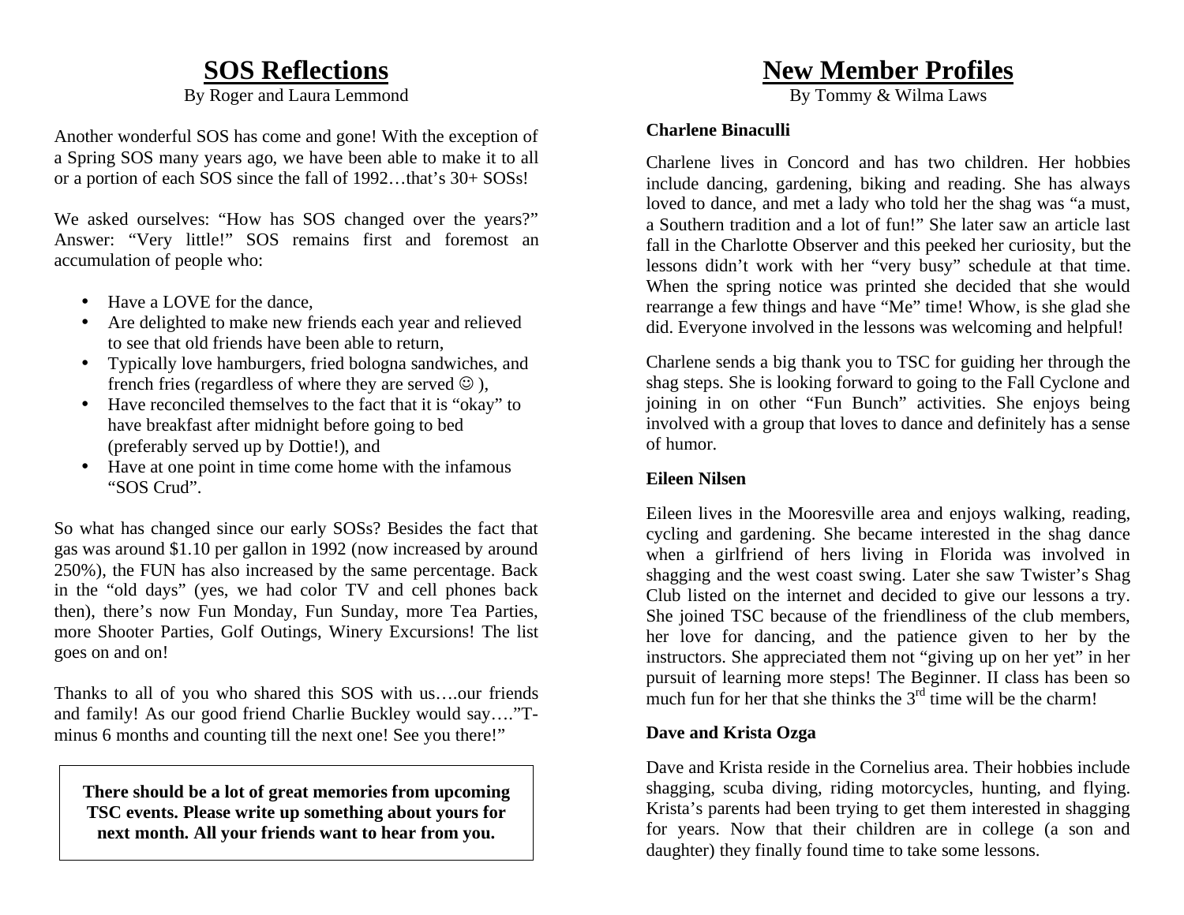# SOS Reflections

By Roger and Laura Lemmond

Another wonderful SOS has come and gone! With the exception of a Spring SOS many years ago, we have been able to make it to all or a portion of each SOS since the fall of 1992…that's 30+ SOSs!

We asked ourselves: "How has SOS changed over the years?" Answer: "Very little!" SOS remains first and foremost an accumulation of people who:

- Have a LOVE for the dance,
- Are delighted to make new friends each year and relieved to see that old friends have been able to return,
- Typically love hamburgers, fried bologna sandwiches, and french fries (regardless of where they are served ☺ ),
- Have reconciled themselves to the fact that it is "okay" to have breakfast after midnight before going to bed (preferably served up by Dottie!), and
- Have at one point in time come home with the infamous "SOS Crud".

So what has changed since our early SOSs? Besides the fact that gas was around $1.10 per gallon in 1992 (now increased by around 250%), the FUN has also increased by the same percentage. Back in the "old days" (yes, we had color TV and cell phones back then), there's now Fun Monday, Fun Sunday, more Tea Parties, more Shooter Parties, Golf Outings, Winery Excursions! The list goes on and on!

Thanks to all of you who shared this SOS with us….our friends and family! As our good friend Charlie Buckley would say…."T-minus 6 months and counting till the next one! See you there!"

**There should be a lot of great memories from upcoming TSC events. Please write up something about yours for next month. All your friends want to hear from you.**

# New Member Profiles

By Tommy & Wilma Laws

**Charlene Binaculli**

Charlene lives in Concord and has two children. Her hobbies include dancing, gardening, biking and reading. She has always loved to dance, and met a lady who told her the shag was "a must, a Southern tradition and a lot of fun!" She later saw an article last fall in the Charlotte Observer and this peeked her curiosity, but the lessons didn't work with her "very busy" schedule at that time. When the spring notice was printed she decided that she would rearrange a few things and have "Me" time! Whow, is she glad she did. Everyone involved in the lessons was welcoming and helpful!

Charlene sends a big thank you to TSC for guiding her through the shag steps. She is looking forward to going to the Fall Cyclone and joining in on other "Fun Bunch" activities. She enjoys being involved with a group that loves to dance and definitely has a sense of humor.

**Eileen Nilsen**

Eileen lives in the Mooresville area and enjoys walking, reading, cycling and gardening. She became interested in the shag dance when a girlfriend of hers living in Florida was involved in shagging and the west coast swing. Later she saw Twister's Shag Club listed on the internet and decided to give our lessons a try. She joined TSC because of the friendliness of the club members, her love for dancing, and the patience given to her by the instructors. She appreciated them not "giving up on her yet" in her pursuit of learning more steps! The Beginner. II class has been so much fun for her that she thinks the 3rd time will be the charm!

**Dave and Krista Ozga**

Dave and Krista reside in the Cornelius area. Their hobbies include shagging, scuba diving, riding motorcycles, hunting, and flying. Krista's parents had been trying to get them interested in shagging for years. Now that their children are in college (a son and daughter) they finally found time to take some lessons.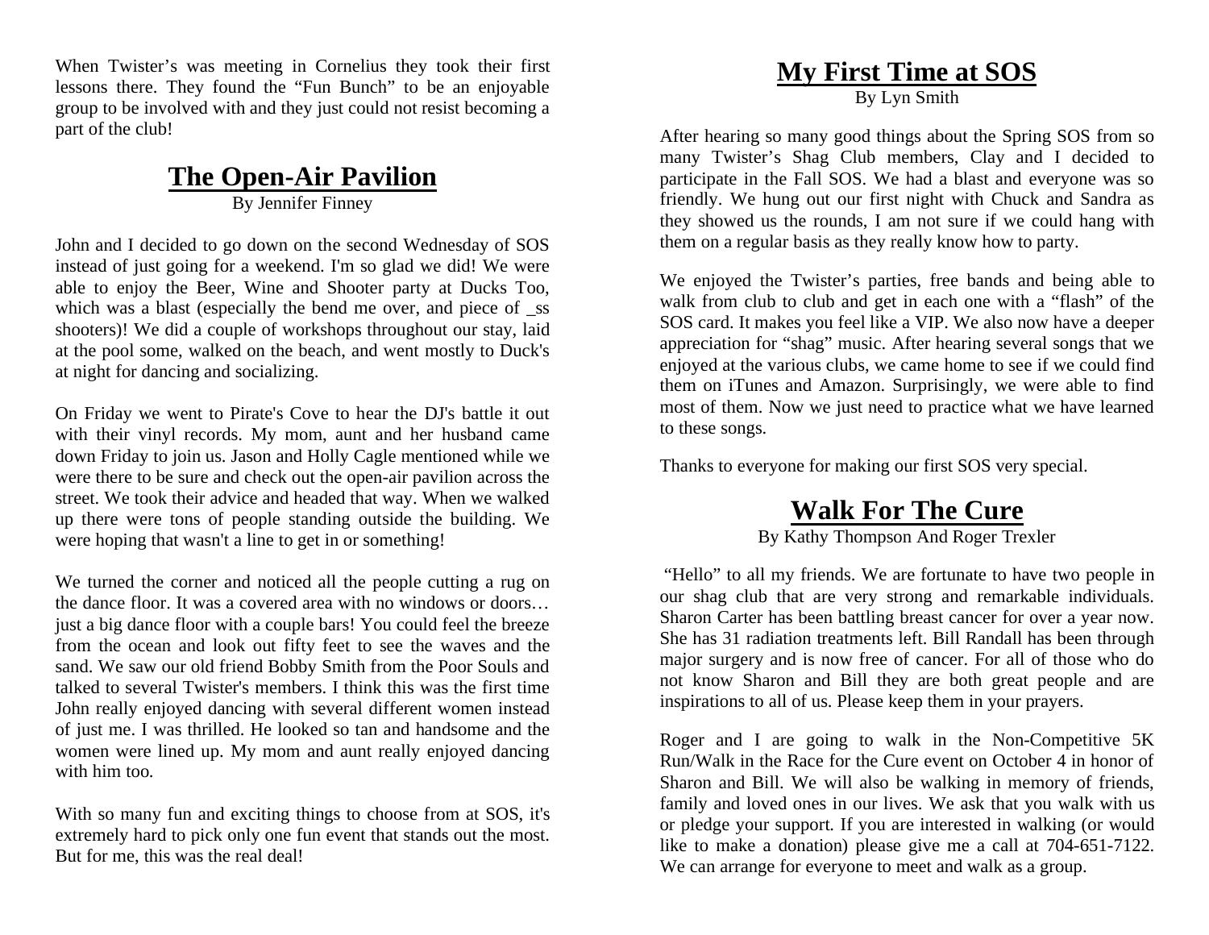When Twister's was meeting in Cornelius they took their first lessons there. They found the "Fun Bunch" to be an enjoyable group to be involved with and they just could not resist becoming a part of the club!

## The Open-Air Pavilion

By Jennifer Finney

John and I decided to go down on the second Wednesday of SOS instead of just going for a weekend. I'm so glad we did! We were able to enjoy the Beer, Wine and Shooter party at Ducks Too, which was a blast (especially the bend me over, and piece of _ss shooters)! We did a couple of workshops throughout our stay, laid at the pool some, walked on the beach, and went mostly to Duck's at night for dancing and socializing.

On Friday we went to Pirate's Cove to hear the DJ's battle it out with their vinyl records. My mom, aunt and her husband came down Friday to join us. Jason and Holly Cagle mentioned while we were there to be sure and check out the open-air pavilion across the street. We took their advice and headed that way. When we walked up there were tons of people standing outside the building. We were hoping that wasn't a line to get in or something!

We turned the corner and noticed all the people cutting a rug on the dance floor. It was a covered area with no windows or doors… just a big dance floor with a couple bars! You could feel the breeze from the ocean and look out fifty feet to see the waves and the sand. We saw our old friend Bobby Smith from the Poor Souls and talked to several Twister's members. I think this was the first time John really enjoyed dancing with several different women instead of just me. I was thrilled. He looked so tan and handsome and the women were lined up. My mom and aunt really enjoyed dancing with him too.

With so many fun and exciting things to choose from at SOS, it's extremely hard to pick only one fun event that stands out the most. But for me, this was the real deal!

## My First Time at SOS

By Lyn Smith

After hearing so many good things about the Spring SOS from so many Twister's Shag Club members, Clay and I decided to participate in the Fall SOS. We had a blast and everyone was so friendly. We hung out our first night with Chuck and Sandra as they showed us the rounds, I am not sure if we could hang with them on a regular basis as they really know how to party.

We enjoyed the Twister's parties, free bands and being able to walk from club to club and get in each one with a "flash" of the SOS card. It makes you feel like a VIP. We also now have a deeper appreciation for "shag" music. After hearing several songs that we enjoyed at the various clubs, we came home to see if we could find them on iTunes and Amazon. Surprisingly, we were able to find most of them. Now we just need to practice what we have learned to these songs.

Thanks to everyone for making our first SOS very special.

## Walk For The Cure

By Kathy Thompson And Roger Trexler

"Hello" to all my friends. We are fortunate to have two people in our shag club that are very strong and remarkable individuals. Sharon Carter has been battling breast cancer for over a year now. She has 31 radiation treatments left. Bill Randall has been through major surgery and is now free of cancer. For all of those who do not know Sharon and Bill they are both great people and are inspirations to all of us. Please keep them in your prayers.

Roger and I are going to walk in the Non-Competitive 5K Run/Walk in the Race for the Cure event on October 4 in honor of Sharon and Bill. We will also be walking in memory of friends, family and loved ones in our lives. We ask that you walk with us or pledge your support. If you are interested in walking (or would like to make a donation) please give me a call at 704-651-7122. We can arrange for everyone to meet and walk as a group.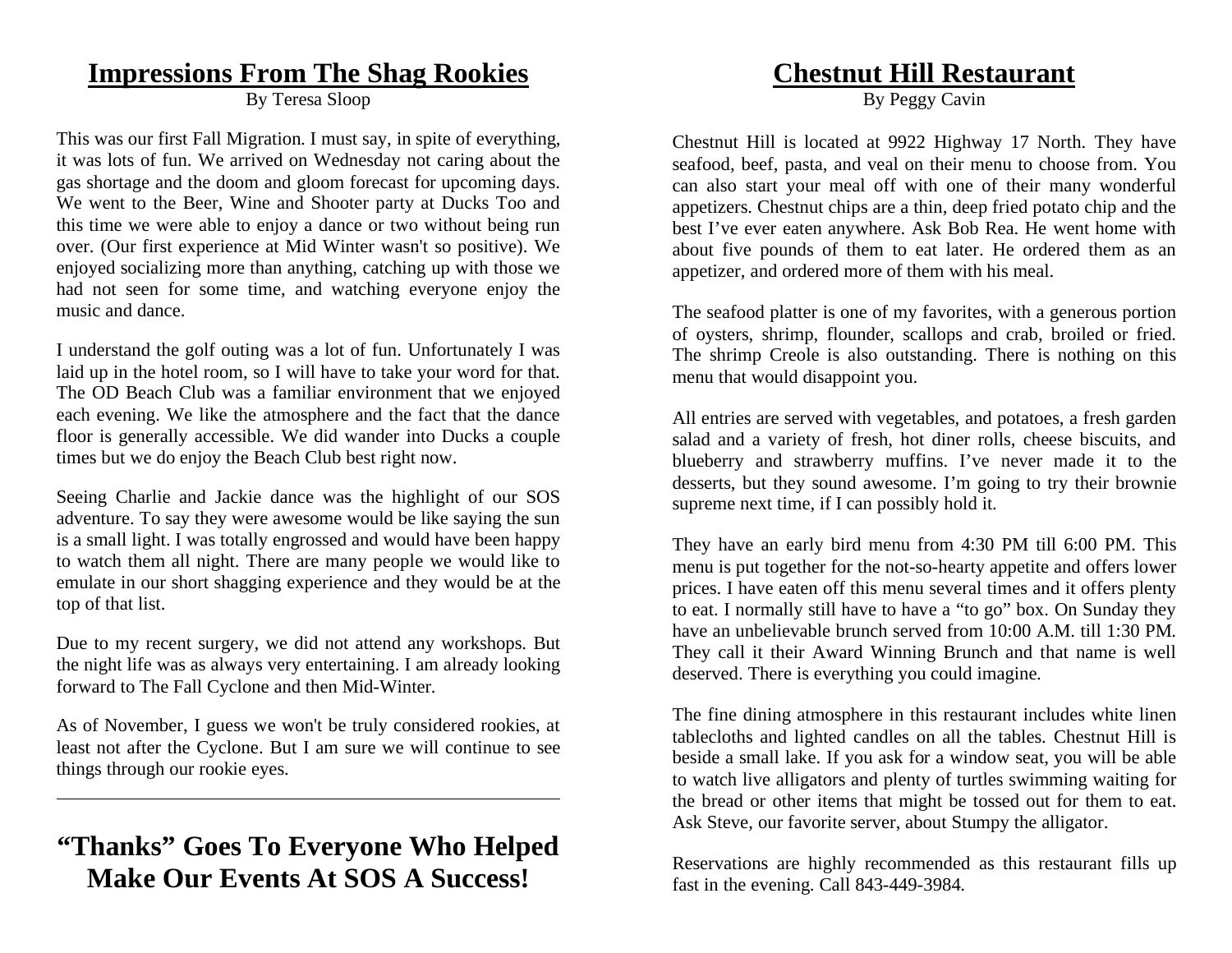## Impressions From The Shag Rookies

By Teresa Sloop

This was our first Fall Migration. I must say, in spite of everything, it was lots of fun. We arrived on Wednesday not caring about the gas shortage and the doom and gloom forecast for upcoming days. We went to the Beer, Wine and Shooter party at Ducks Too and this time we were able to enjoy a dance or two without being run over. (Our first experience at Mid Winter wasn't so positive). We enjoyed socializing more than anything, catching up with those we had not seen for some time, and watching everyone enjoy the music and dance.

I understand the golf outing was a lot of fun. Unfortunately I was laid up in the hotel room, so I will have to take your word for that. The OD Beach Club was a familiar environment that we enjoyed each evening. We like the atmosphere and the fact that the dance floor is generally accessible. We did wander into Ducks a couple times but we do enjoy the Beach Club best right now.

Seeing Charlie and Jackie dance was the highlight of our SOS adventure. To say they were awesome would be like saying the sun is a small light. I was totally engrossed and would have been happy to watch them all night. There are many people we would like to emulate in our short shagging experience and they would be at the top of that list.

Due to my recent surgery, we did not attend any workshops. But the night life was as always very entertaining. I am already looking forward to The Fall Cyclone and then Mid-Winter.

As of November, I guess we won't be truly considered rookies, at least not after the Cyclone. But I am sure we will continue to see things through our rookie eyes.

---

## "Thanks" Goes To Everyone Who Helped Make Our Events At SOS A Success!

## Chestnut Hill Restaurant

By Peggy Cavin

Chestnut Hill is located at 9922 Highway 17 North. They have seafood, beef, pasta, and veal on their menu to choose from. You can also start your meal off with one of their many wonderful appetizers. Chestnut chips are a thin, deep fried potato chip and the best I've ever eaten anywhere. Ask Bob Rea. He went home with about five pounds of them to eat later. He ordered them as an appetizer, and ordered more of them with his meal.

The seafood platter is one of my favorites, with a generous portion of oysters, shrimp, flounder, scallops and crab, broiled or fried. The shrimp Creole is also outstanding. There is nothing on this menu that would disappoint you.

All entries are served with vegetables, and potatoes, a fresh garden salad and a variety of fresh, hot diner rolls, cheese biscuits, and blueberry and strawberry muffins. I've never made it to the desserts, but they sound awesome. I'm going to try their brownie supreme next time, if I can possibly hold it.

They have an early bird menu from 4:30 PM till 6:00 PM. This menu is put together for the not-so-hearty appetite and offers lower prices. I have eaten off this menu several times and it offers plenty to eat. I normally still have to have a "to go" box. On Sunday they have an unbelievable brunch served from 10:00 A.M. till 1:30 PM. They call it their Award Winning Brunch and that name is well deserved. There is everything you could imagine.

The fine dining atmosphere in this restaurant includes white linen tablecloths and lighted candles on all the tables. Chestnut Hill is beside a small lake. If you ask for a window seat, you will be able to watch live alligators and plenty of turtles swimming waiting for the bread or other items that might be tossed out for them to eat. Ask Steve, our favorite server, about Stumpy the alligator.

Reservations are highly recommended as this restaurant fills up fast in the evening. Call 843-449-3984.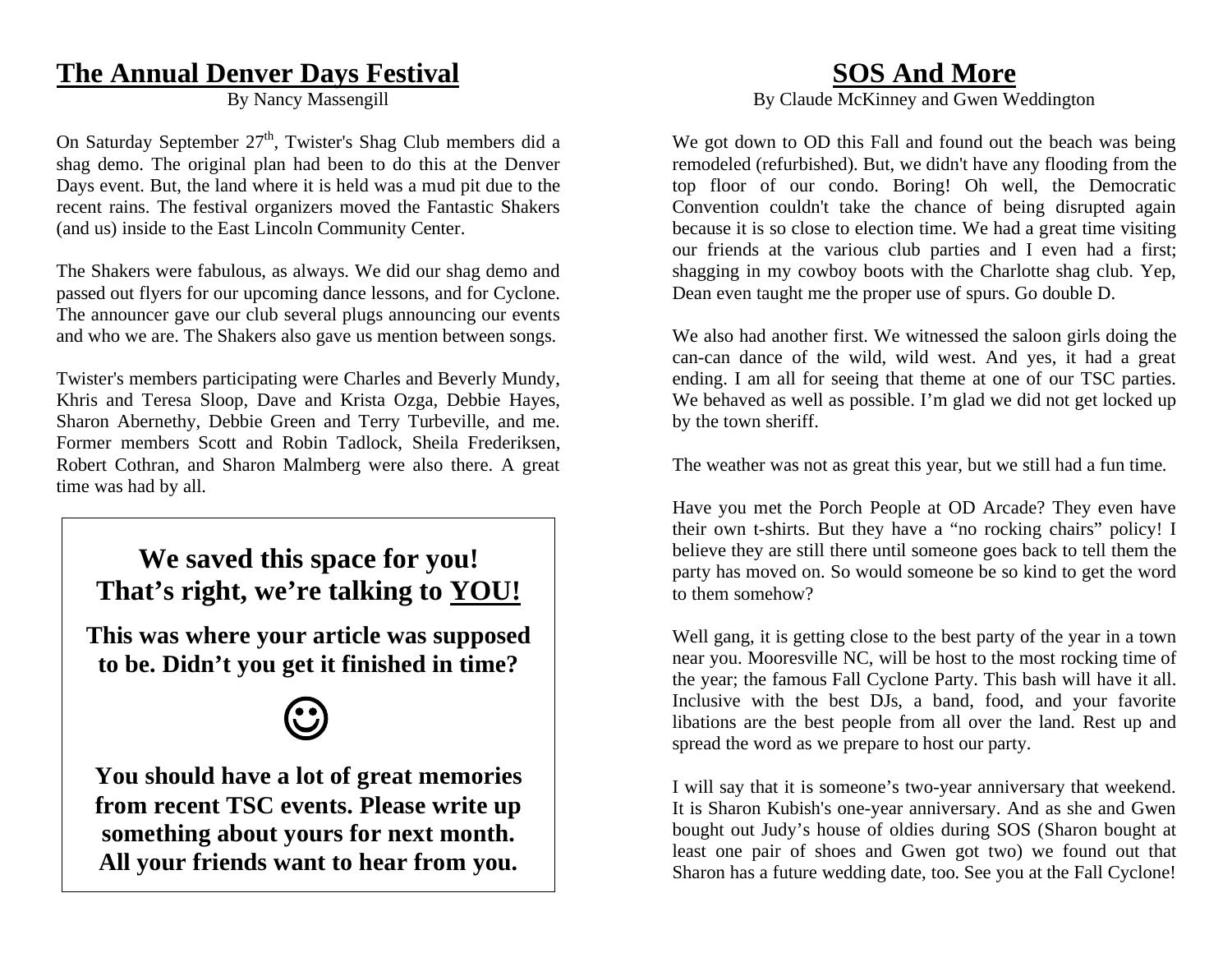## The Annual Denver Days Festival

By Nancy Massengill

On Saturday September 27th, Twister's Shag Club members did a shag demo. The original plan had been to do this at the Denver Days event. But, the land where it is held was a mud pit due to the recent rains. The festival organizers moved the Fantastic Shakers (and us) inside to the East Lincoln Community Center.

The Shakers were fabulous, as always. We did our shag demo and passed out flyers for our upcoming dance lessons, and for Cyclone. The announcer gave our club several plugs announcing our events and who we are. The Shakers also gave us mention between songs.

Twister's members participating were Charles and Beverly Mundy, Khris and Teresa Sloop, Dave and Krista Ozga, Debbie Hayes, Sharon Abernethy, Debbie Green and Terry Turbeville, and me. Former members Scott and Robin Tadlock, Sheila Frederiksen, Robert Cothran, and Sharon Malmberg were also there. A great time was had by all.

**We saved this space for you!**
**That's right, we're talking to YOU!**

**This was where your article was supposed to be. Didn't you get it finished in time?**

☺

**You should have a lot of great memories from recent TSC events. Please write up something about yours for next month. All your friends want to hear from you.**

## SOS And More

By Claude McKinney and Gwen Weddington

We got down to OD this Fall and found out the beach was being remodeled (refurbished). But, we didn't have any flooding from the top floor of our condo. Boring! Oh well, the Democratic Convention couldn't take the chance of being disrupted again because it is so close to election time. We had a great time visiting our friends at the various club parties and I even had a first; shagging in my cowboy boots with the Charlotte shag club. Yep, Dean even taught me the proper use of spurs. Go double D.

We also had another first. We witnessed the saloon girls doing the can-can dance of the wild, wild west. And yes, it had a great ending. I am all for seeing that theme at one of our TSC parties. We behaved as well as possible. I'm glad we did not get locked up by the town sheriff.

The weather was not as great this year, but we still had a fun time.

Have you met the Porch People at OD Arcade? They even have their own t-shirts. But they have a "no rocking chairs" policy! I believe they are still there until someone goes back to tell them the party has moved on. So would someone be so kind to get the word to them somehow?

Well gang, it is getting close to the best party of the year in a town near you. Mooresville NC, will be host to the most rocking time of the year; the famous Fall Cyclone Party. This bash will have it all. Inclusive with the best DJs, a band, food, and your favorite libations are the best people from all over the land. Rest up and spread the word as we prepare to host our party.

I will say that it is someone's two-year anniversary that weekend. It is Sharon Kubish's one-year anniversary. And as she and Gwen bought out Judy's house of oldies during SOS (Sharon bought at least one pair of shoes and Gwen got two) we found out that Sharon has a future wedding date, too. See you at the Fall Cyclone!